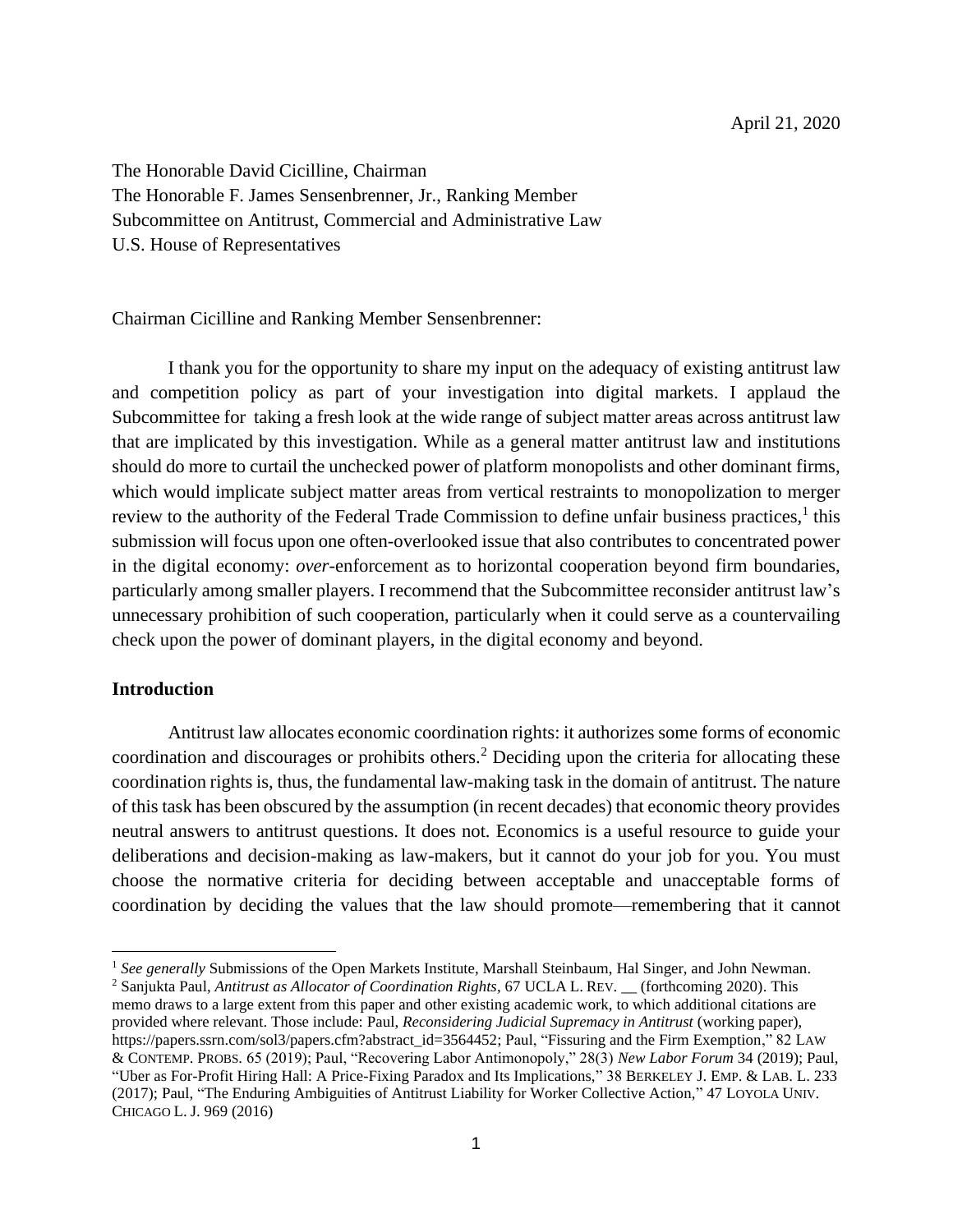April 21, 2020

The Honorable David Cicilline, Chairman
The Honorable F. James Sensenbrenner, Jr., Ranking Member
Subcommittee on Antitrust, Commercial and Administrative Law
U.S. House of Representatives

Chairman Cicilline and Ranking Member Sensenbrenner:

I thank you for the opportunity to share my input on the adequacy of existing antitrust law and competition policy as part of your investigation into digital markets. I applaud the Subcommittee for taking a fresh look at the wide range of subject matter areas across antitrust law that are implicated by this investigation. While as a general matter antitrust law and institutions should do more to curtail the unchecked power of platform monopolists and other dominant firms, which would implicate subject matter areas from vertical restraints to monopolization to merger review to the authority of the Federal Trade Commission to define unfair business practices,[1] this submission will focus upon one often-overlooked issue that also contributes to concentrated power in the digital economy: *over*-enforcement as to horizontal cooperation beyond firm boundaries, particularly among smaller players. I recommend that the Subcommittee reconsider antitrust law's unnecessary prohibition of such cooperation, particularly when it could serve as a countervailing check upon the power of dominant players, in the digital economy and beyond.

**Introduction**

Antitrust law allocates economic coordination rights: it authorizes some forms of economic coordination and discourages or prohibits others.[2] Deciding upon the criteria for allocating these coordination rights is, thus, the fundamental law-making task in the domain of antitrust. The nature of this task has been obscured by the assumption (in recent decades) that economic theory provides neutral answers to antitrust questions. It does not. Economics is a useful resource to guide your deliberations and decision-making as law-makers, but it cannot do your job for you. You must choose the normative criteria for deciding between acceptable and unacceptable forms of coordination by deciding the values that the law should promote—remembering that it cannot

[1] *See generally* Submissions of the Open Markets Institute, Marshall Steinbaum, Hal Singer, and John Newman.

[2] Sanjukta Paul, *Antitrust as Allocator of Coordination Rights*, 67 UCLA L. REV. __ (forthcoming 2020). This memo draws to a large extent from this paper and other existing academic work, to which additional citations are provided where relevant. Those include: Paul, *Reconsidering Judicial Supremacy in Antitrust* (working paper), https://papers.ssrn.com/sol3/papers.cfm?abstract_id=3564452; Paul, "Fissuring and the Firm Exemption," 82 LAW & CONTEMP. PROBS. 65 (2019); Paul, "Recovering Labor Antimonopoly," 28(3) *New Labor Forum* 34 (2019); Paul, "Uber as For-Profit Hiring Hall: A Price-Fixing Paradox and Its Implications," 38 BERKELEY J. EMP. & LAB. L. 233 (2017); Paul, "The Enduring Ambiguities of Antitrust Liability for Worker Collective Action," 47 LOYOLA UNIV. CHICAGO L. J. 969 (2016)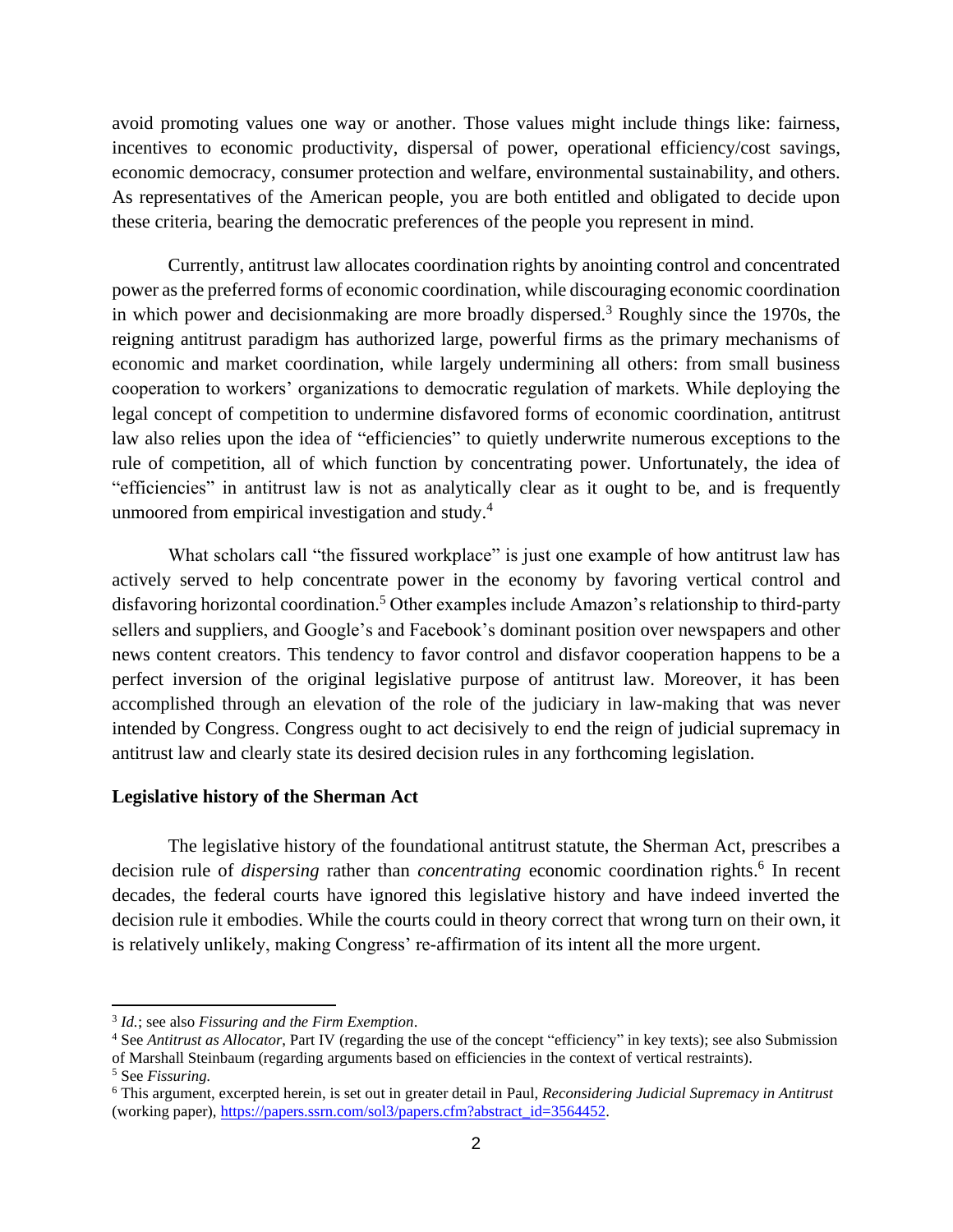avoid promoting values one way or another. Those values might include things like: fairness, incentives to economic productivity, dispersal of power, operational efficiency/cost savings, economic democracy, consumer protection and welfare, environmental sustainability, and others. As representatives of the American people, you are both entitled and obligated to decide upon these criteria, bearing the democratic preferences of the people you represent in mind.

Currently, antitrust law allocates coordination rights by anointing control and concentrated power as the preferred forms of economic coordination, while discouraging economic coordination in which power and decisionmaking are more broadly dispersed.[3] Roughly since the 1970s, the reigning antitrust paradigm has authorized large, powerful firms as the primary mechanisms of economic and market coordination, while largely undermining all others: from small business cooperation to workers' organizations to democratic regulation of markets. While deploying the legal concept of competition to undermine disfavored forms of economic coordination, antitrust law also relies upon the idea of "efficiencies" to quietly underwrite numerous exceptions to the rule of competition, all of which function by concentrating power. Unfortunately, the idea of "efficiencies" in antitrust law is not as analytically clear as it ought to be, and is frequently unmoored from empirical investigation and study.[4]

What scholars call "the fissured workplace" is just one example of how antitrust law has actively served to help concentrate power in the economy by favoring vertical control and disfavoring horizontal coordination.[5] Other examples include Amazon's relationship to third-party sellers and suppliers, and Google's and Facebook's dominant position over newspapers and other news content creators. This tendency to favor control and disfavor cooperation happens to be a perfect inversion of the original legislative purpose of antitrust law. Moreover, it has been accomplished through an elevation of the role of the judiciary in law-making that was never intended by Congress. Congress ought to act decisively to end the reign of judicial supremacy in antitrust law and clearly state its desired decision rules in any forthcoming legislation.

**Legislative history of the Sherman Act**

The legislative history of the foundational antitrust statute, the Sherman Act, prescribes a decision rule of *dispersing* rather than *concentrating* economic coordination rights.[6] In recent decades, the federal courts have ignored this legislative history and have indeed inverted the decision rule it embodies. While the courts could in theory correct that wrong turn on their own, it is relatively unlikely, making Congress' re-affirmation of its intent all the more urgent.

---

[3] *Id.*; see also *Fissuring and the Firm Exemption*.

[4] See *Antitrust as Allocator*, Part IV (regarding the use of the concept "efficiency" in key texts); see also Submission of Marshall Steinbaum (regarding arguments based on efficiencies in the context of vertical restraints).

[5] See *Fissuring.*

[6] This argument, excerpted herein, is set out in greater detail in Paul, *Reconsidering Judicial Supremacy in Antitrust* (working paper), https://papers.ssrn.com/sol3/papers.cfm?abstract_id=3564452.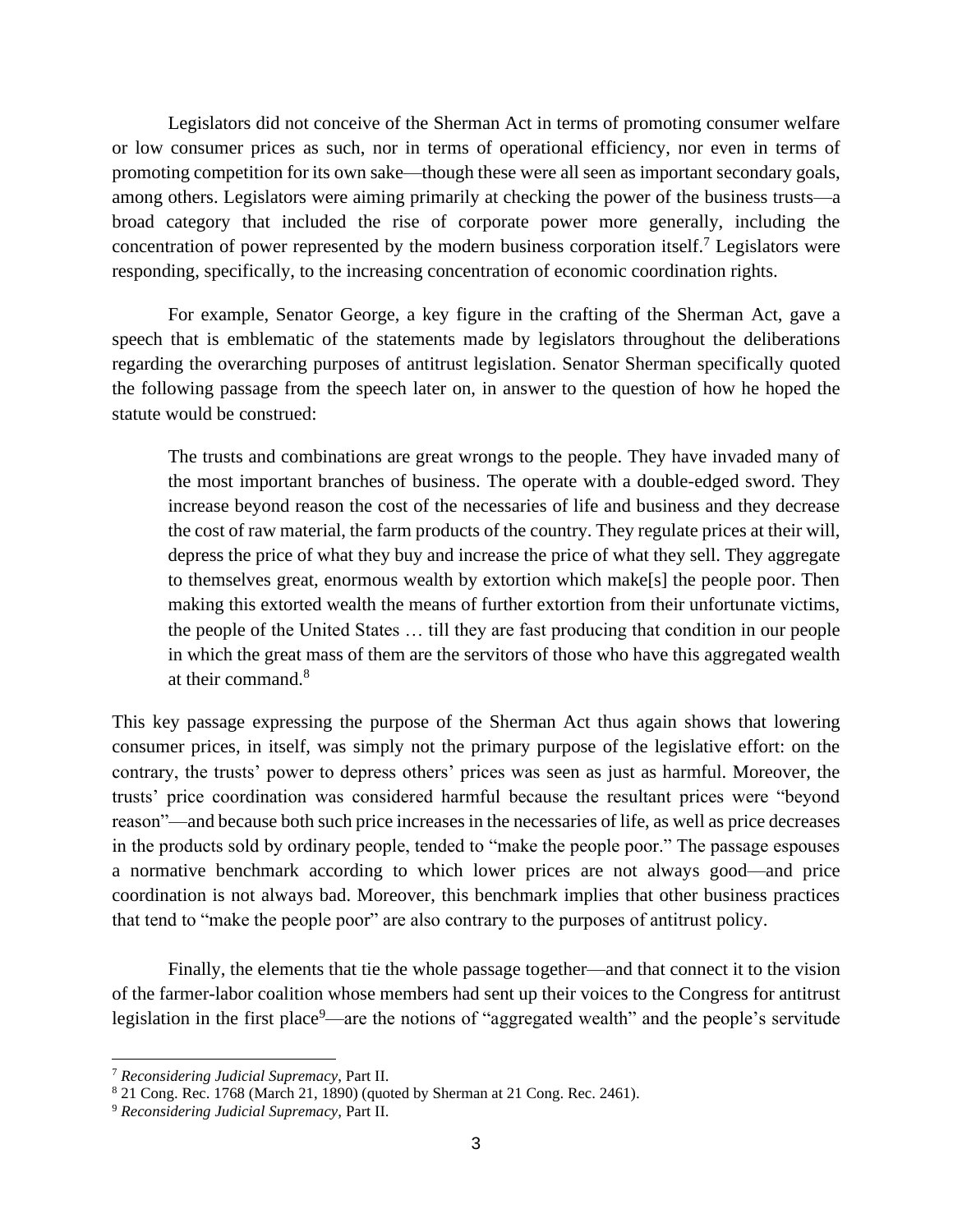Legislators did not conceive of the Sherman Act in terms of promoting consumer welfare or low consumer prices as such, nor in terms of operational efficiency, nor even in terms of promoting competition for its own sake—though these were all seen as important secondary goals, among others. Legislators were aiming primarily at checking the power of the business trusts—a broad category that included the rise of corporate power more generally, including the concentration of power represented by the modern business corporation itself.[7] Legislators were responding, specifically, to the increasing concentration of economic coordination rights.

For example, Senator George, a key figure in the crafting of the Sherman Act, gave a speech that is emblematic of the statements made by legislators throughout the deliberations regarding the overarching purposes of antitrust legislation. Senator Sherman specifically quoted the following passage from the speech later on, in answer to the question of how he hoped the statute would be construed:

> The trusts and combinations are great wrongs to the people. They have invaded many of the most important branches of business. The operate with a double-edged sword. They increase beyond reason the cost of the necessaries of life and business and they decrease the cost of raw material, the farm products of the country. They regulate prices at their will, depress the price of what they buy and increase the price of what they sell. They aggregate to themselves great, enormous wealth by extortion which make[s] the people poor. Then making this extorted wealth the means of further extortion from their unfortunate victims, the people of the United States … till they are fast producing that condition in our people in which the great mass of them are the servitors of those who have this aggregated wealth at their command.[8]

This key passage expressing the purpose of the Sherman Act thus again shows that lowering consumer prices, in itself, was simply not the primary purpose of the legislative effort: on the contrary, the trusts' power to depress others' prices was seen as just as harmful. Moreover, the trusts' price coordination was considered harmful because the resultant prices were "beyond reason"—and because both such price increases in the necessaries of life, as well as price decreases in the products sold by ordinary people, tended to "make the people poor." The passage espouses a normative benchmark according to which lower prices are not always good—and price coordination is not always bad. Moreover, this benchmark implies that other business practices that tend to "make the people poor" are also contrary to the purposes of antitrust policy.

Finally, the elements that tie the whole passage together—and that connect it to the vision of the farmer-labor coalition whose members had sent up their voices to the Congress for antitrust legislation in the first place[9]—are the notions of "aggregated wealth" and the people's servitude

---

[7] *Reconsidering Judicial Supremacy*, Part II.

[8] 21 Cong. Rec. 1768 (March 21, 1890) (quoted by Sherman at 21 Cong. Rec. 2461).

[9] *Reconsidering Judicial Supremacy*, Part II.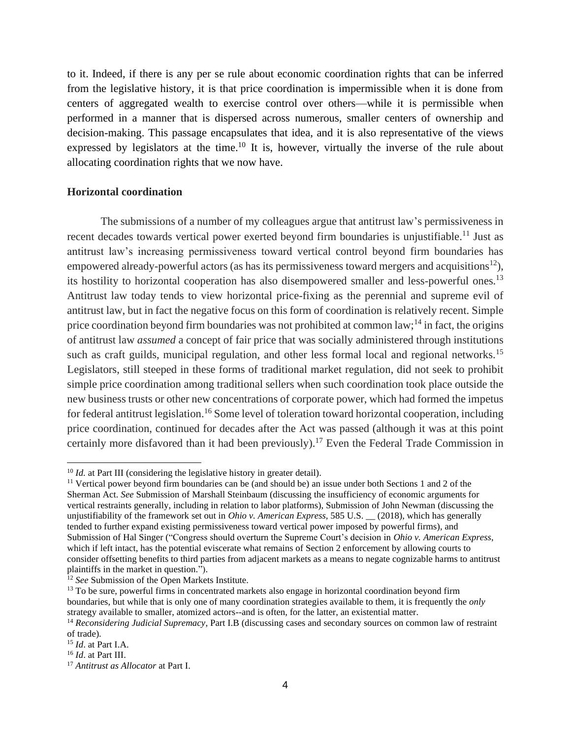to it. Indeed, if there is any per se rule about economic coordination rights that can be inferred from the legislative history, it is that price coordination is impermissible when it is done from centers of aggregated wealth to exercise control over others—while it is permissible when performed in a manner that is dispersed across numerous, smaller centers of ownership and decision-making. This passage encapsulates that idea, and it is also representative of the views expressed by legislators at the time.[10] It is, however, virtually the inverse of the rule about allocating coordination rights that we now have.

**Horizontal coordination**

The submissions of a number of my colleagues argue that antitrust law's permissiveness in recent decades towards vertical power exerted beyond firm boundaries is unjustifiable.[11] Just as antitrust law's increasing permissiveness toward vertical control beyond firm boundaries has empowered already-powerful actors (as has its permissiveness toward mergers and acquisitions[12]), its hostility to horizontal cooperation has also disempowered smaller and less-powerful ones.[13] Antitrust law today tends to view horizontal price-fixing as the perennial and supreme evil of antitrust law, but in fact the negative focus on this form of coordination is relatively recent. Simple price coordination beyond firm boundaries was not prohibited at common law;[14] in fact, the origins of antitrust law *assumed* a concept of fair price that was socially administered through institutions such as craft guilds, municipal regulation, and other less formal local and regional networks.[15] Legislators, still steeped in these forms of traditional market regulation, did not seek to prohibit simple price coordination among traditional sellers when such coordination took place outside the new business trusts or other new concentrations of corporate power, which had formed the impetus for federal antitrust legislation.[16] Some level of toleration toward horizontal cooperation, including price coordination, continued for decades after the Act was passed (although it was at this point certainly more disfavored than it had been previously).[17] Even the Federal Trade Commission in

---

[10] *Id.* at Part III (considering the legislative history in greater detail).

[11] Vertical power beyond firm boundaries can be (and should be) an issue under both Sections 1 and 2 of the Sherman Act. *See* Submission of Marshall Steinbaum (discussing the insufficiency of economic arguments for vertical restraints generally, including in relation to labor platforms), Submission of John Newman (discussing the unjustifiability of the framework set out in *Ohio v. American Express*, 585 U.S. __ (2018), which has generally tended to further expand existing permissiveness toward vertical power imposed by powerful firms), and Submission of Hal Singer ("Congress should overturn the Supreme Court's decision in *Ohio v. American Express*, which if left intact, has the potential eviscerate what remains of Section 2 enforcement by allowing courts to consider offsetting benefits to third parties from adjacent markets as a means to negate cognizable harms to antitrust plaintiffs in the market in question.").

[12] *See* Submission of the Open Markets Institute.

[13] To be sure, powerful firms in concentrated markets also engage in horizontal coordination beyond firm boundaries, but while that is only one of many coordination strategies available to them, it is frequently the *only* strategy available to smaller, atomized actors--and is often, for the latter, an existential matter.

[14] *Reconsidering Judicial Supremacy*, Part I.B (discussing cases and secondary sources on common law of restraint of trade).

[15] *Id*. at Part I.A.

[16] *Id*. at Part III.

[17] *Antitrust as Allocator* at Part I.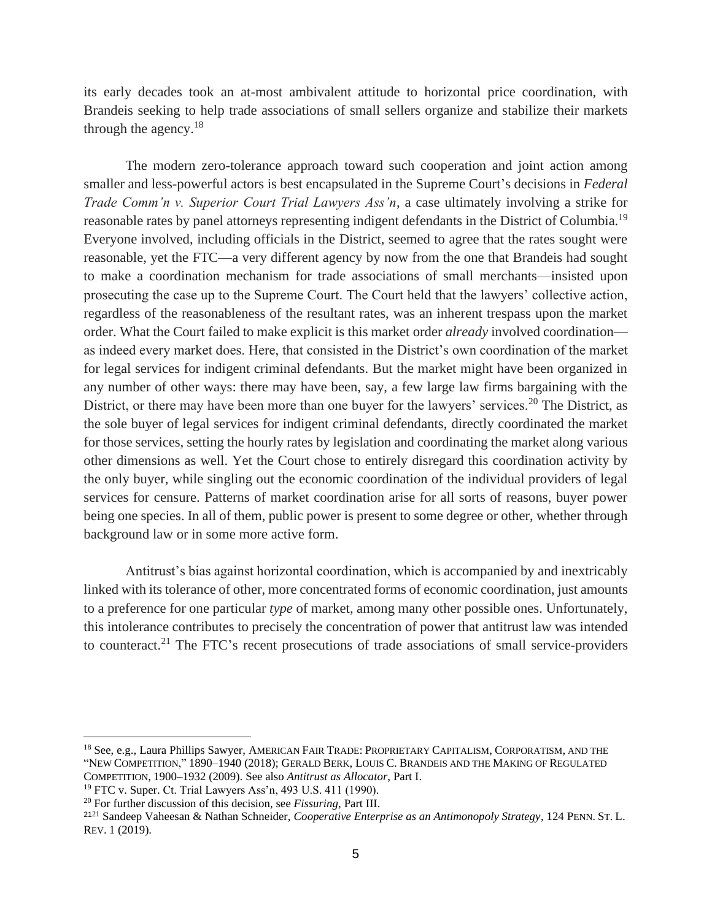its early decades took an at-most ambivalent attitude to horizontal price coordination, with Brandeis seeking to help trade associations of small sellers organize and stabilize their markets through the agency.[18]

The modern zero-tolerance approach toward such cooperation and joint action among smaller and less-powerful actors is best encapsulated in the Supreme Court's decisions in *Federal Trade Comm'n v. Superior Court Trial Lawyers Ass'n*, a case ultimately involving a strike for reasonable rates by panel attorneys representing indigent defendants in the District of Columbia.[19] Everyone involved, including officials in the District, seemed to agree that the rates sought were reasonable, yet the FTC—a very different agency by now from the one that Brandeis had sought to make a coordination mechanism for trade associations of small merchants—insisted upon prosecuting the case up to the Supreme Court. The Court held that the lawyers' collective action, regardless of the reasonableness of the resultant rates, was an inherent trespass upon the market order. What the Court failed to make explicit is this market order *already* involved coordination—as indeed every market does. Here, that consisted in the District's own coordination of the market for legal services for indigent criminal defendants. But the market might have been organized in any number of other ways: there may have been, say, a few large law firms bargaining with the District, or there may have been more than one buyer for the lawyers' services.[20] The District, as the sole buyer of legal services for indigent criminal defendants, directly coordinated the market for those services, setting the hourly rates by legislation and coordinating the market along various other dimensions as well. Yet the Court chose to entirely disregard this coordination activity by the only buyer, while singling out the economic coordination of the individual providers of legal services for censure. Patterns of market coordination arise for all sorts of reasons, buyer power being one species. In all of them, public power is present to some degree or other, whether through background law or in some more active form.

Antitrust's bias against horizontal coordination, which is accompanied by and inextricably linked with its tolerance of other, more concentrated forms of economic coordination, just amounts to a preference for one particular *type* of market, among many other possible ones. Unfortunately, this intolerance contributes to precisely the concentration of power that antitrust law was intended to counteract.[21] The FTC's recent prosecutions of trade associations of small service-providers

---

[18] See, e.g., Laura Phillips Sawyer, American Fair Trade: Proprietary Capitalism, Corporatism, and the "New Competition," 1890–1940 (2018); Gerald Berk, Louis C. Brandeis and the Making of Regulated Competition, 1900–1932 (2009). See also *Antitrust as Allocator*, Part I.

[19] FTC v. Super. Ct. Trial Lawyers Ass'n, 493 U.S. 411 (1990).

[20] For further discussion of this decision, see *Fissuring*, Part III.

[21] Sandeep Vaheesan & Nathan Schneider, *Cooperative Enterprise as an Antimonopoly Strategy*, 124 Penn. St. L. Rev. 1 (2019).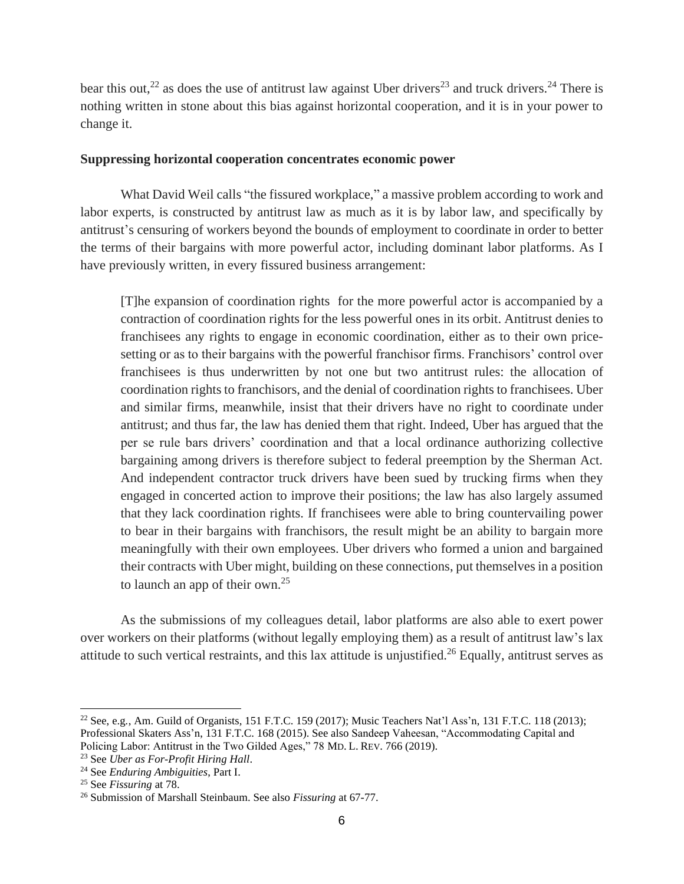bear this out,[22] as does the use of antitrust law against Uber drivers[23] and truck drivers.[24] There is nothing written in stone about this bias against horizontal cooperation, and it is in your power to change it.

**Suppressing horizontal cooperation concentrates economic power**

What David Weil calls "the fissured workplace," a massive problem according to work and labor experts, is constructed by antitrust law as much as it is by labor law, and specifically by antitrust's censuring of workers beyond the bounds of employment to coordinate in order to better the terms of their bargains with more powerful actor, including dominant labor platforms. As I have previously written, in every fissured business arrangement:

> [T]he expansion of coordination rights for the more powerful actor is accompanied by a contraction of coordination rights for the less powerful ones in its orbit. Antitrust denies to franchisees any rights to engage in economic coordination, either as to their own price-setting or as to their bargains with the powerful franchisor firms. Franchisors' control over franchisees is thus underwritten by not one but two antitrust rules: the allocation of coordination rights to franchisors, and the denial of coordination rights to franchisees. Uber and similar firms, meanwhile, insist that their drivers have no right to coordinate under antitrust; and thus far, the law has denied them that right. Indeed, Uber has argued that the per se rule bars drivers' coordination and that a local ordinance authorizing collective bargaining among drivers is therefore subject to federal preemption by the Sherman Act. And independent contractor truck drivers have been sued by trucking firms when they engaged in concerted action to improve their positions; the law has also largely assumed that they lack coordination rights. If franchisees were able to bring countervailing power to bear in their bargains with franchisors, the result might be an ability to bargain more meaningfully with their own employees. Uber drivers who formed a union and bargained their contracts with Uber might, building on these connections, put themselves in a position to launch an app of their own.[25]

As the submissions of my colleagues detail, labor platforms are also able to exert power over workers on their platforms (without legally employing them) as a result of antitrust law's lax attitude to such vertical restraints, and this lax attitude is unjustified.[26] Equally, antitrust serves as

---

[22] See, e.g., Am. Guild of Organists, 151 F.T.C. 159 (2017); Music Teachers Nat'l Ass'n, 131 F.T.C. 118 (2013); Professional Skaters Ass'n, 131 F.T.C. 168 (2015). See also Sandeep Vaheesan, "Accommodating Capital and Policing Labor: Antitrust in the Two Gilded Ages," 78 MD. L. REV. 766 (2019).

[23] See *Uber as For-Profit Hiring Hall*.

[24] See *Enduring Ambiguities*, Part I.

[25] See *Fissuring* at 78.

[26] Submission of Marshall Steinbaum. See also *Fissuring* at 67-77.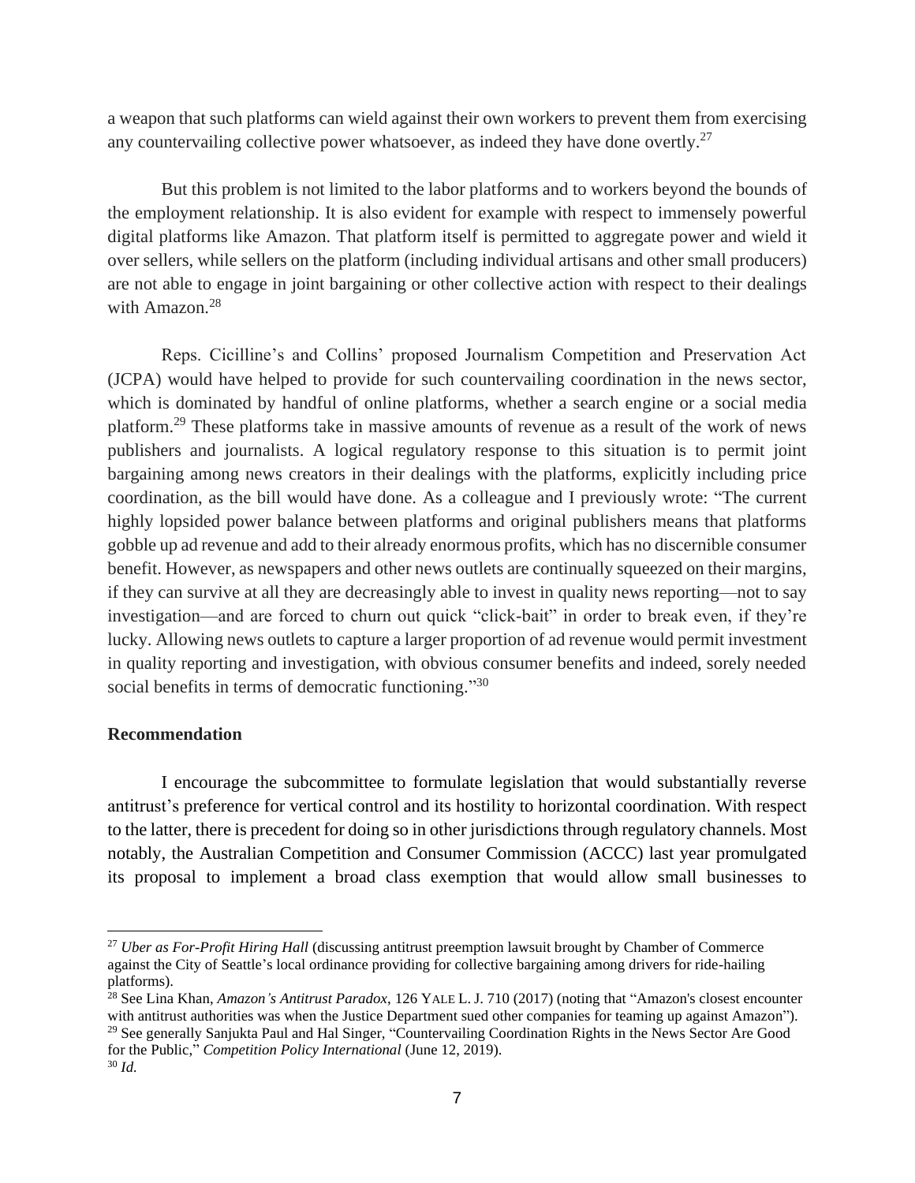a weapon that such platforms can wield against their own workers to prevent them from exercising any countervailing collective power whatsoever, as indeed they have done overtly.[27]

But this problem is not limited to the labor platforms and to workers beyond the bounds of the employment relationship. It is also evident for example with respect to immensely powerful digital platforms like Amazon. That platform itself is permitted to aggregate power and wield it over sellers, while sellers on the platform (including individual artisans and other small producers) are not able to engage in joint bargaining or other collective action with respect to their dealings with Amazon.[28]

Reps. Cicilline's and Collins' proposed Journalism Competition and Preservation Act (JCPA) would have helped to provide for such countervailing coordination in the news sector, which is dominated by handful of online platforms, whether a search engine or a social media platform.[29] These platforms take in massive amounts of revenue as a result of the work of news publishers and journalists. A logical regulatory response to this situation is to permit joint bargaining among news creators in their dealings with the platforms, explicitly including price coordination, as the bill would have done. As a colleague and I previously wrote: "The current highly lopsided power balance between platforms and original publishers means that platforms gobble up ad revenue and add to their already enormous profits, which has no discernible consumer benefit. However, as newspapers and other news outlets are continually squeezed on their margins, if they can survive at all they are decreasingly able to invest in quality news reporting—not to say investigation—and are forced to churn out quick "click-bait" in order to break even, if they're lucky. Allowing news outlets to capture a larger proportion of ad revenue would permit investment in quality reporting and investigation, with obvious consumer benefits and indeed, sorely needed social benefits in terms of democratic functioning."[30]

**Recommendation**

I encourage the subcommittee to formulate legislation that would substantially reverse antitrust's preference for vertical control and its hostility to horizontal coordination. With respect to the latter, there is precedent for doing so in other jurisdictions through regulatory channels. Most notably, the Australian Competition and Consumer Commission (ACCC) last year promulgated its proposal to implement a broad class exemption that would allow small businesses to

---

[27] *Uber as For-Profit Hiring Hall* (discussing antitrust preemption lawsuit brought by Chamber of Commerce against the City of Seattle's local ordinance providing for collective bargaining among drivers for ride-hailing platforms).

[28] See Lina Khan, *Amazon's Antitrust Paradox*, 126 YALE L. J. 710 (2017) (noting that "Amazon's closest encounter with antitrust authorities was when the Justice Department sued other companies for teaming up against Amazon").

[29] See generally Sanjukta Paul and Hal Singer, "Countervailing Coordination Rights in the News Sector Are Good for the Public," *Competition Policy International* (June 12, 2019).

[30] *Id.*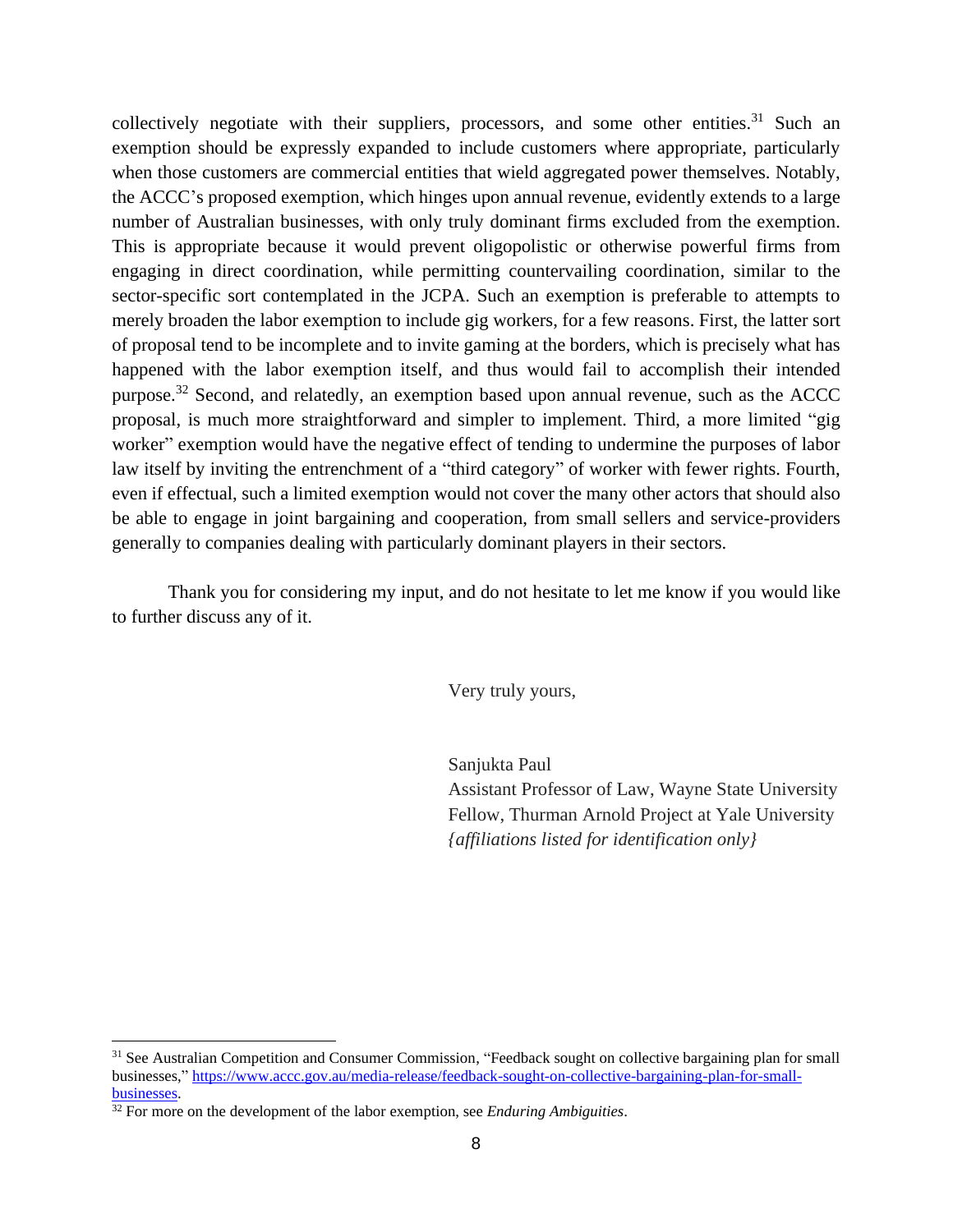collectively negotiate with their suppliers, processors, and some other entities.[31] Such an exemption should be expressly expanded to include customers where appropriate, particularly when those customers are commercial entities that wield aggregated power themselves. Notably, the ACCC's proposed exemption, which hinges upon annual revenue, evidently extends to a large number of Australian businesses, with only truly dominant firms excluded from the exemption. This is appropriate because it would prevent oligopolistic or otherwise powerful firms from engaging in direct coordination, while permitting countervailing coordination, similar to the sector-specific sort contemplated in the JCPA. Such an exemption is preferable to attempts to merely broaden the labor exemption to include gig workers, for a few reasons. First, the latter sort of proposal tend to be incomplete and to invite gaming at the borders, which is precisely what has happened with the labor exemption itself, and thus would fail to accomplish their intended purpose.[32] Second, and relatedly, an exemption based upon annual revenue, such as the ACCC proposal, is much more straightforward and simpler to implement. Third, a more limited "gig worker" exemption would have the negative effect of tending to undermine the purposes of labor law itself by inviting the entrenchment of a "third category" of worker with fewer rights. Fourth, even if effectual, such a limited exemption would not cover the many other actors that should also be able to engage in joint bargaining and cooperation, from small sellers and service-providers generally to companies dealing with particularly dominant players in their sectors.

Thank you for considering my input, and do not hesitate to let me know if you would like to further discuss any of it.

Very truly yours,

Sanjukta Paul
Assistant Professor of Law, Wayne State University
Fellow, Thurman Arnold Project at Yale University
*{affiliations listed for identification only}*

---

[31] See Australian Competition and Consumer Commission, "Feedback sought on collective bargaining plan for small businesses," https://www.accc.gov.au/media-release/feedback-sought-on-collective-bargaining-plan-for-small-businesses.

[32] For more on the development of the labor exemption, see *Enduring Ambiguities*.